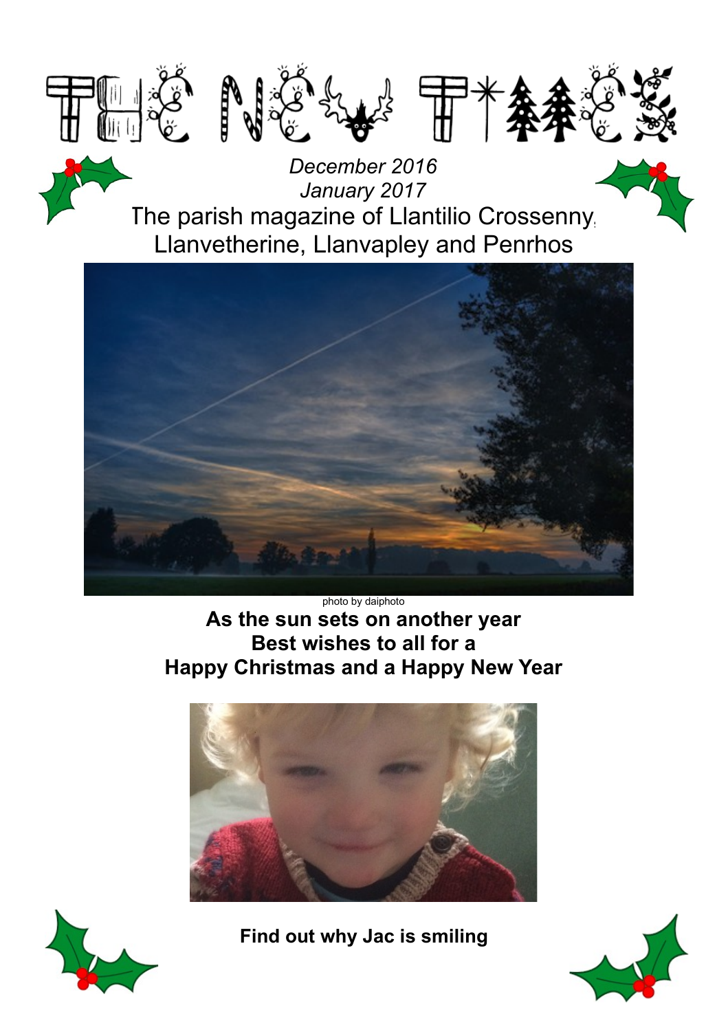# THE NEW TIMES

*December 2016*
*January 2017*

The parish magazine of Llantilio Crossenny, Llanvetherine, Llanvapley and Penrhos

photo by daiphoto

**As the sun sets on another year**
**Best wishes to all for a**
**Happy Christmas and a Happy New Year**

**Find out why Jac is smiling**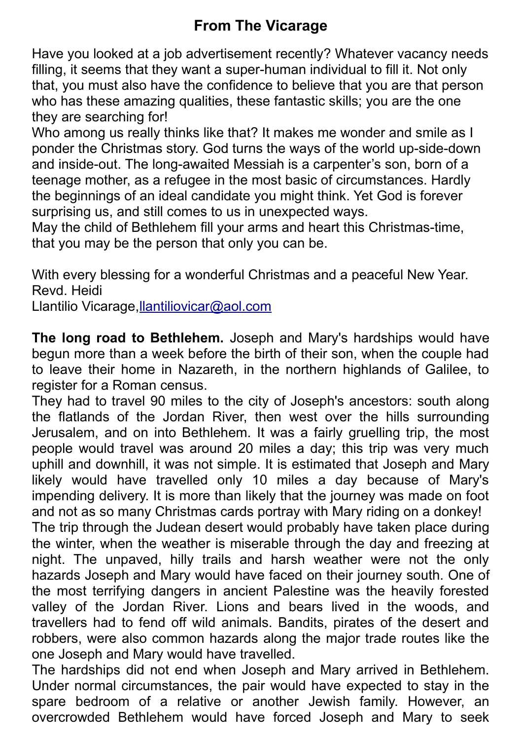## From The Vicarage

Have you looked at a job advertisement recently? Whatever vacancy needs filling, it seems that they want a super-human individual to fill it. Not only that, you must also have the confidence to believe that you are that person who has these amazing qualities, these fantastic skills; you are the one they are searching for!

Who among us really thinks like that? It makes me wonder and smile as I ponder the Christmas story. God turns the ways of the world up-side-down and inside-out. The long-awaited Messiah is a carpenter's son, born of a teenage mother, as a refugee in the most basic of circumstances. Hardly the beginnings of an ideal candidate you might think. Yet God is forever surprising us, and still comes to us in unexpected ways.

May the child of Bethlehem fill your arms and heart this Christmas-time, that you may be the person that only you can be.

With every blessing for a wonderful Christmas and a peaceful New Year.
Revd. Heidi
Llantilio Vicarage,llantiliovicar@aol.com

**The long road to Bethlehem.** Joseph and Mary's hardships would have begun more than a week before the birth of their son, when the couple had to leave their home in Nazareth, in the northern highlands of Galilee, to register for a Roman census.

They had to travel 90 miles to the city of Joseph's ancestors: south along the flatlands of the Jordan River, then west over the hills surrounding Jerusalem, and on into Bethlehem. It was a fairly gruelling trip, the most people would travel was around 20 miles a day; this trip was very much uphill and downhill, it was not simple. It is estimated that Joseph and Mary likely would have travelled only 10 miles a day because of Mary's impending delivery. It is more than likely that the journey was made on foot and not as so many Christmas cards portray with Mary riding on a donkey!

The trip through the Judean desert would probably have taken place during the winter, when the weather is miserable through the day and freezing at night. The unpaved, hilly trails and harsh weather were not the only hazards Joseph and Mary would have faced on their journey south. One of the most terrifying dangers in ancient Palestine was the heavily forested valley of the Jordan River. Lions and bears lived in the woods, and travellers had to fend off wild animals. Bandits, pirates of the desert and robbers, were also common hazards along the major trade routes like the one Joseph and Mary would have travelled.

The hardships did not end when Joseph and Mary arrived in Bethlehem. Under normal circumstances, the pair would have expected to stay in the spare bedroom of a relative or another Jewish family. However, an overcrowded Bethlehem would have forced Joseph and Mary to seek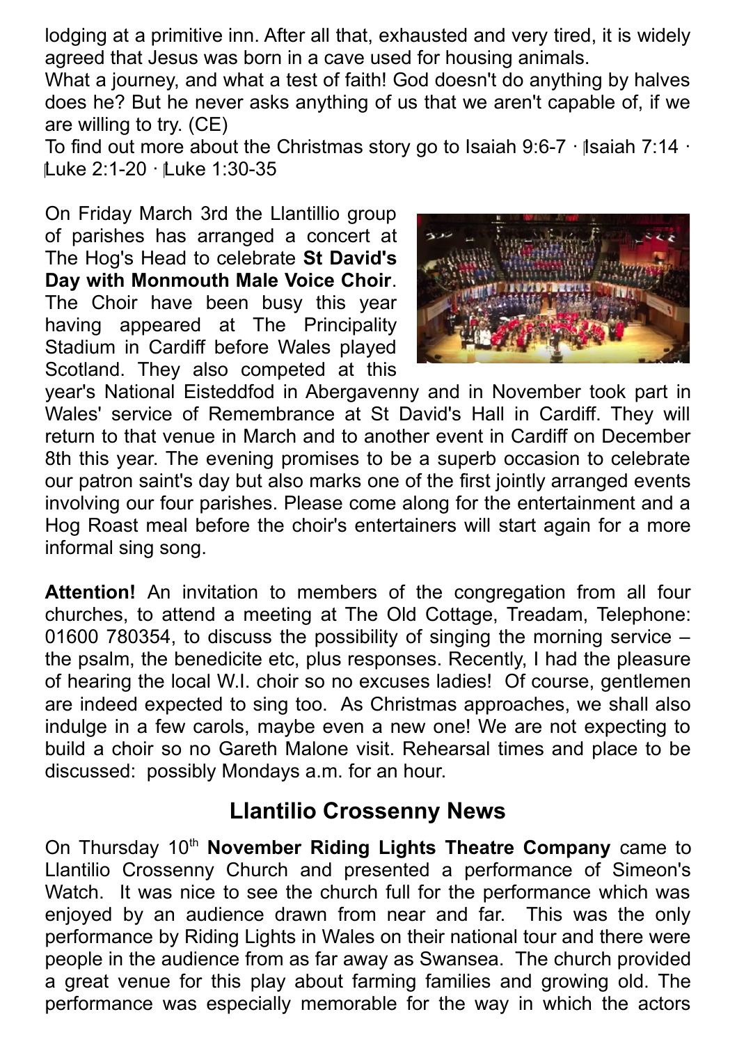lodging at a primitive inn. After all that, exhausted and very tired, it is widely agreed that Jesus was born in a cave used for housing animals.

What a journey, and what a test of faith! God doesn't do anything by halves does he? But he never asks anything of us that we aren't capable of, if we are willing to try. (CE)

To find out more about the Christmas story go to Isaiah 9:6-7 · Isaiah 7:14 · Luke 2:1-20 · Luke 1:30-35

On Friday March 3rd the Llantillio group of parishes has arranged a concert at The Hog's Head to celebrate **St David's Day with Monmouth Male Voice Choir**. The Choir have been busy this year having appeared at The Principality Stadium in Cardiff before Wales played Scotland. They also competed at this year's National Eisteddfod in Abergavenny and in November took part in Wales' service of Remembrance at St David's Hall in Cardiff. They will return to that venue in March and to another event in Cardiff on December 8th this year. The evening promises to be a superb occasion to celebrate our patron saint's day but also marks one of the first jointly arranged events involving our four parishes. Please come along for the entertainment and a Hog Roast meal before the choir's entertainers will start again for a more informal sing song.

**Attention!** An invitation to members of the congregation from all four churches, to attend a meeting at The Old Cottage, Treadam, Telephone: 01600 780354, to discuss the possibility of singing the morning service – the psalm, the benedicite etc, plus responses. Recently, I had the pleasure of hearing the local W.I. choir so no excuses ladies! Of course, gentlemen are indeed expected to sing too. As Christmas approaches, we shall also indulge in a few carols, maybe even a new one! We are not expecting to build a choir so no Gareth Malone visit. Rehearsal times and place to be discussed: possibly Mondays a.m. for an hour.

## Llantilio Crossenny News

On Thursday 10th **November Riding Lights Theatre Company** came to Llantilio Crossenny Church and presented a performance of Simeon's Watch. It was nice to see the church full for the performance which was enjoyed by an audience drawn from near and far. This was the only performance by Riding Lights in Wales on their national tour and there were people in the audience from as far away as Swansea. The church provided a great venue for this play about farming families and growing old. The performance was especially memorable for the way in which the actors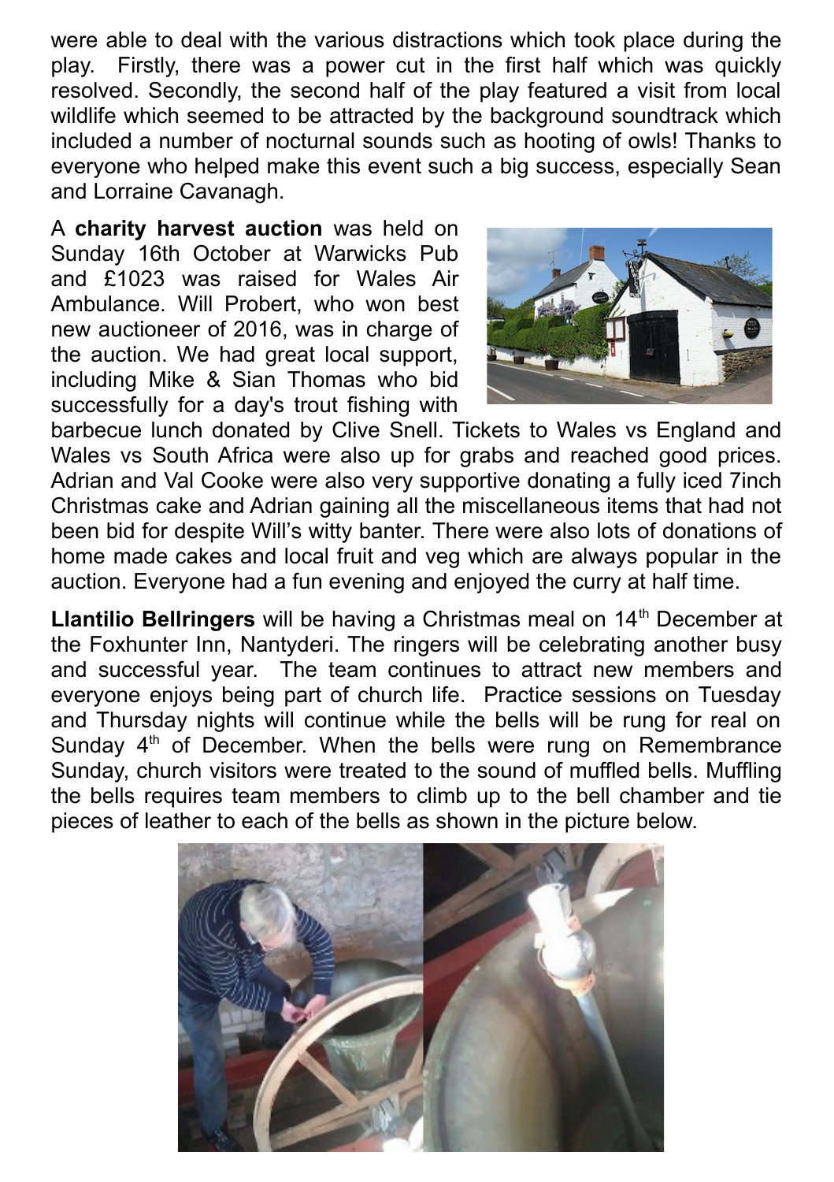were able to deal with the various distractions which took place during the play. Firstly, there was a power cut in the first half which was quickly resolved. Secondly, the second half of the play featured a visit from local wildlife which seemed to be attracted by the background soundtrack which included a number of nocturnal sounds such as hooting of owls! Thanks to everyone who helped make this event such a big success, especially Sean and Lorraine Cavanagh.

A **charity harvest auction** was held on Sunday 16th October at Warwicks Pub and £1023 was raised for Wales Air Ambulance. Will Probert, who won best new auctioneer of 2016, was in charge of the auction. We had great local support, including Mike & Sian Thomas who bid successfully for a day's trout fishing with barbecue lunch donated by Clive Snell. Tickets to Wales vs England and Wales vs South Africa were also up for grabs and reached good prices. Adrian and Val Cooke were also very supportive donating a fully iced 7inch Christmas cake and Adrian gaining all the miscellaneous items that had not been bid for despite Will's witty banter. There were also lots of donations of home made cakes and local fruit and veg which are always popular in the auction. Everyone had a fun evening and enjoyed the curry at half time.

**Llantilio Bellringers** will be having a Christmas meal on 14th December at the Foxhunter Inn, Nantyderi. The ringers will be celebrating another busy and successful year. The team continues to attract new members and everyone enjoys being part of church life. Practice sessions on Tuesday and Thursday nights will continue while the bells will be rung for real on Sunday 4th of December. When the bells were rung on Remembrance Sunday, church visitors were treated to the sound of muffled bells. Muffling the bells requires team members to climb up to the bell chamber and tie pieces of leather to each of the bells as shown in the picture below.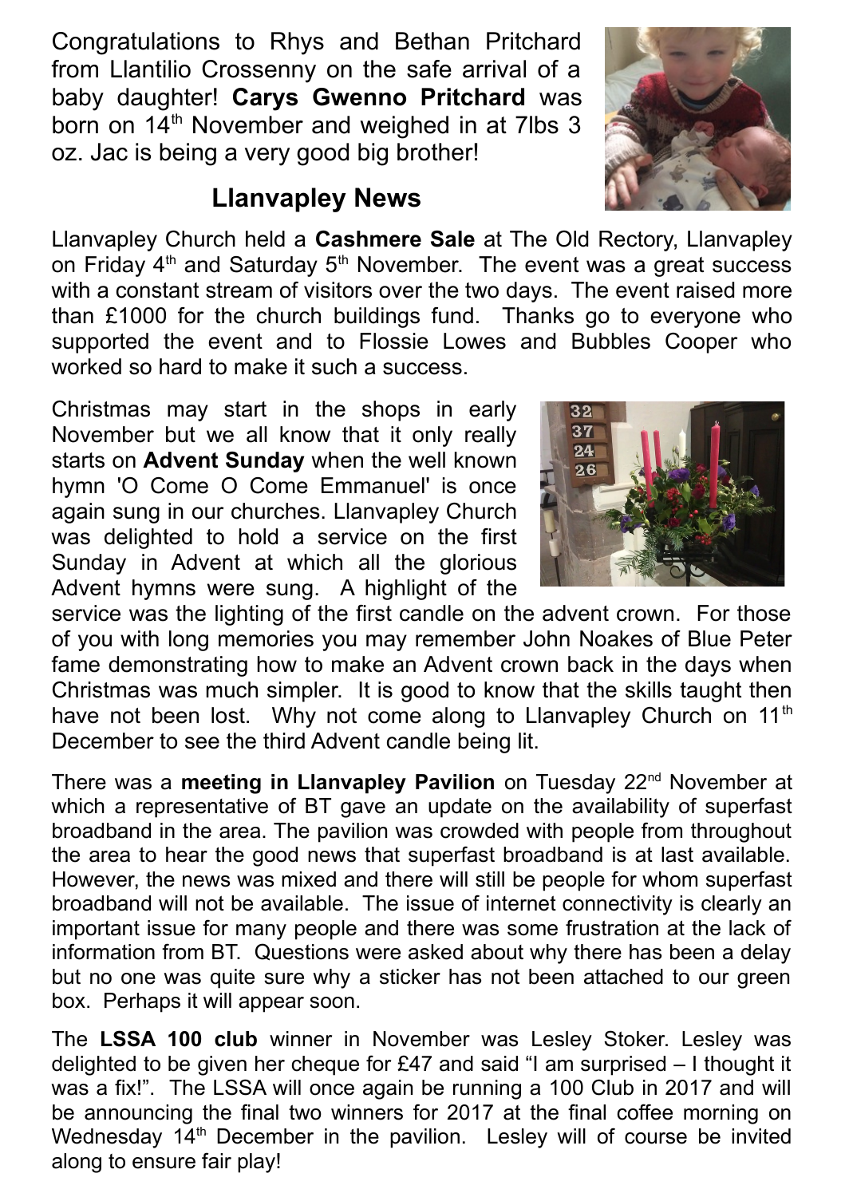Congratulations to Rhys and Bethan Pritchard from Llantilio Crossenny on the safe arrival of a baby daughter! **Carys Gwenno Pritchard** was born on 14th November and weighed in at 7lbs 3 oz. Jac is being a very good big brother!

## Llanvapley News

Llanvapley Church held a **Cashmere Sale** at The Old Rectory, Llanvapley on Friday 4th and Saturday 5th November. The event was a great success with a constant stream of visitors over the two days. The event raised more than £1000 for the church buildings fund. Thanks go to everyone who supported the event and to Flossie Lowes and Bubbles Cooper who worked so hard to make it such a success.

Christmas may start in the shops in early November but we all know that it only really starts on **Advent Sunday** when the well known hymn 'O Come O Come Emmanuel' is once again sung in our churches. Llanvapley Church was delighted to hold a service on the first Sunday in Advent at which all the glorious Advent hymns were sung. A highlight of the service was the lighting of the first candle on the advent crown. For those of you with long memories you may remember John Noakes of Blue Peter fame demonstrating how to make an Advent crown back in the days when Christmas was much simpler. It is good to know that the skills taught then have not been lost. Why not come along to Llanvapley Church on 11th December to see the third Advent candle being lit.

There was a **meeting in Llanvapley Pavilion** on Tuesday 22nd November at which a representative of BT gave an update on the availability of superfast broadband in the area. The pavilion was crowded with people from throughout the area to hear the good news that superfast broadband is at last available. However, the news was mixed and there will still be people for whom superfast broadband will not be available. The issue of internet connectivity is clearly an important issue for many people and there was some frustration at the lack of information from BT. Questions were asked about why there has been a delay but no one was quite sure why a sticker has not been attached to our green box. Perhaps it will appear soon.

The **LSSA 100 club** winner in November was Lesley Stoker. Lesley was delighted to be given her cheque for £47 and said "I am surprised – I thought it was a fix!". The LSSA will once again be running a 100 Club in 2017 and will be announcing the final two winners for 2017 at the final coffee morning on Wednesday 14th December in the pavilion. Lesley will of course be invited along to ensure fair play!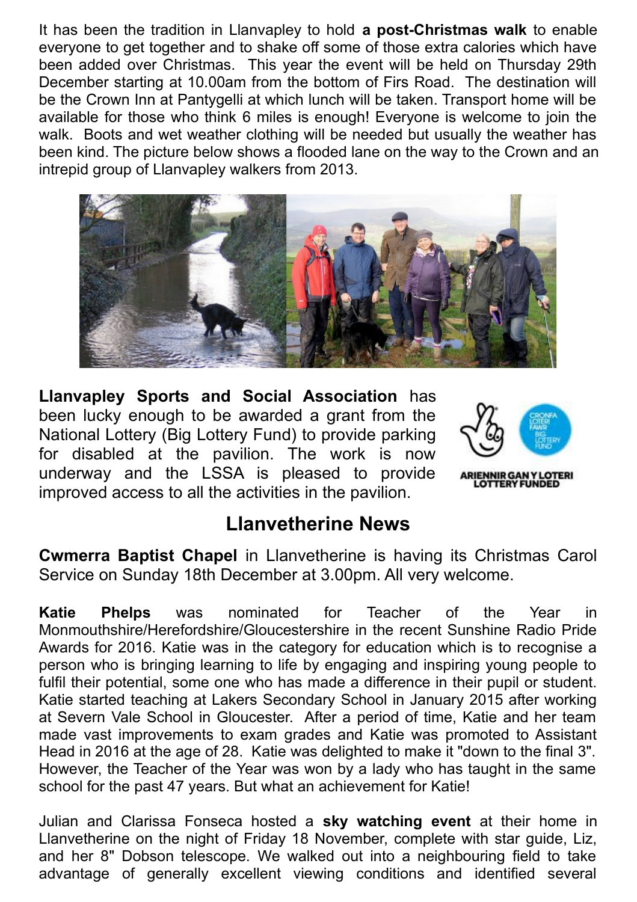It has been the tradition in Llanvapley to hold **a post-Christmas walk** to enable everyone to get together and to shake off some of those extra calories which have been added over Christmas. This year the event will be held on Thursday 29th December starting at 10.00am from the bottom of Firs Road. The destination will be the Crown Inn at Pantygelli at which lunch will be taken. Transport home will be available for those who think 6 miles is enough! Everyone is welcome to join the walk. Boots and wet weather clothing will be needed but usually the weather has been kind. The picture below shows a flooded lane on the way to the Crown and an intrepid group of Llanvapley walkers from 2013.

**Llanvapley Sports and Social Association** has been lucky enough to be awarded a grant from the National Lottery (Big Lottery Fund) to provide parking for disabled at the pavilion. The work is now underway and the LSSA is pleased to provide improved access to all the activities in the pavilion.

## Llanvetherine News

**Cwmerra Baptist Chapel** in Llanvetherine is having its Christmas Carol Service on Sunday 18th December at 3.00pm. All very welcome.

**Katie Phelps** was nominated for Teacher of the Year in Monmouthshire/Herefordshire/Gloucestershire in the recent Sunshine Radio Pride Awards for 2016. Katie was in the category for education which is to recognise a person who is bringing learning to life by engaging and inspiring young people to fulfil their potential, some one who has made a difference in their pupil or student. Katie started teaching at Lakers Secondary School in January 2015 after working at Severn Vale School in Gloucester. After a period of time, Katie and her team made vast improvements to exam grades and Katie was promoted to Assistant Head in 2016 at the age of 28. Katie was delighted to make it "down to the final 3". However, the Teacher of the Year was won by a lady who has taught in the same school for the past 47 years. But what an achievement for Katie!

Julian and Clarissa Fonseca hosted a **sky watching event** at their home in Llanvetherine on the night of Friday 18 November, complete with star guide, Liz, and her 8" Dobson telescope. We walked out into a neighbouring field to take advantage of generally excellent viewing conditions and identified several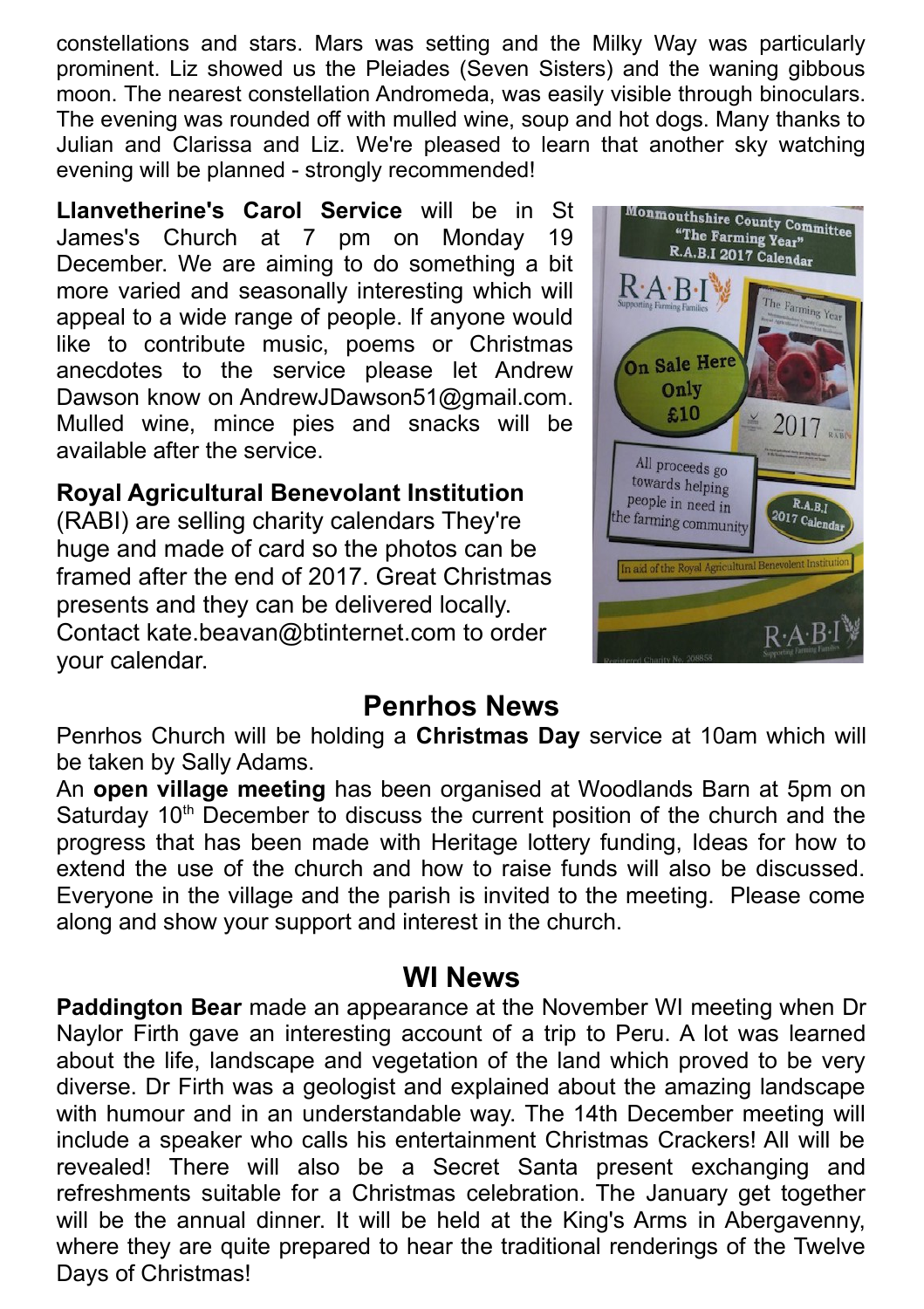constellations and stars. Mars was setting and the Milky Way was particularly prominent. Liz showed us the Pleiades (Seven Sisters) and the waning gibbous moon. The nearest constellation Andromeda, was easily visible through binoculars. The evening was rounded off with mulled wine, soup and hot dogs. Many thanks to Julian and Clarissa and Liz. We're pleased to learn that another sky watching evening will be planned - strongly recommended!

**Llanvetherine's Carol Service** will be in St James's Church at 7 pm on Monday 19 December. We are aiming to do something a bit more varied and seasonally interesting which will appeal to a wide range of people. If anyone would like to contribute music, poems or Christmas anecdotes to the service please let Andrew Dawson know on AndrewJDawson51@gmail.com. Mulled wine, mince pies and snacks will be available after the service.

**Royal Agricultural Benevolant Institution** (RABI) are selling charity calendars They're huge and made of card so the photos can be framed after the end of 2017. Great Christmas presents and they can be delivered locally. Contact kate.beavan@btinternet.com to order your calendar.

## Penrhos News

Penrhos Church will be holding a **Christmas Day** service at 10am which will be taken by Sally Adams.

An **open village meeting** has been organised at Woodlands Barn at 5pm on Saturday 10th December to discuss the current position of the church and the progress that has been made with Heritage lottery funding, Ideas for how to extend the use of the church and how to raise funds will also be discussed. Everyone in the village and the parish is invited to the meeting. Please come along and show your support and interest in the church.

## WI News

**Paddington Bear** made an appearance at the November WI meeting when Dr Naylor Firth gave an interesting account of a trip to Peru. A lot was learned about the life, landscape and vegetation of the land which proved to be very diverse. Dr Firth was a geologist and explained about the amazing landscape with humour and in an understandable way. The 14th December meeting will include a speaker who calls his entertainment Christmas Crackers! All will be revealed! There will also be a Secret Santa present exchanging and refreshments suitable for a Christmas celebration. The January get together will be the annual dinner. It will be held at the King's Arms in Abergavenny, where they are quite prepared to hear the traditional renderings of the Twelve Days of Christmas!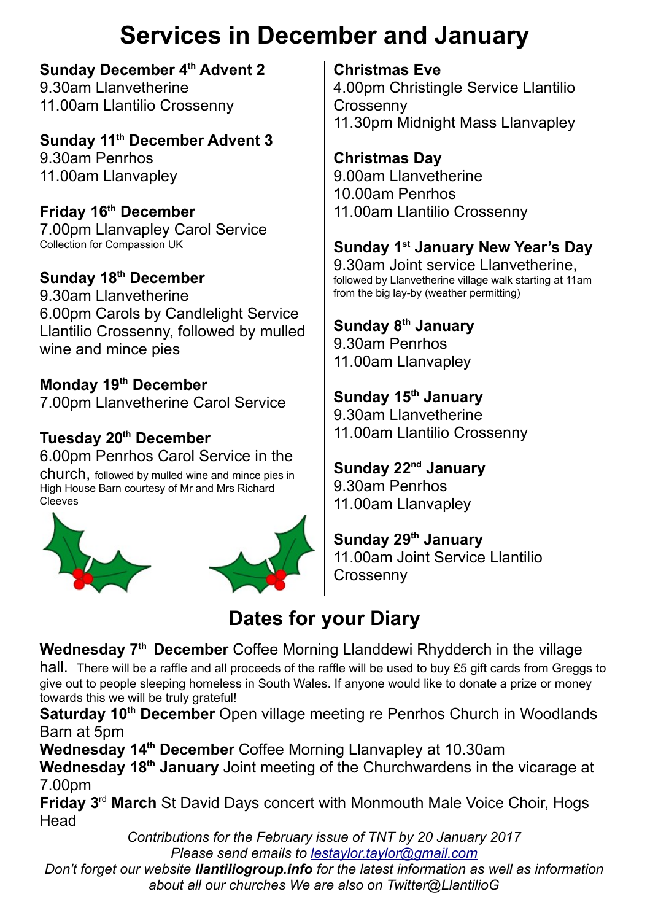# Services in December and January

**Sunday December 4th Advent 2**
9.30am Llanvetherine
11.00am Llantilio Crossenny

**Sunday 11th December Advent 3**
9.30am Penrhos
11.00am Llanvapley

**Friday 16th December**
7.00pm Llanvapley Carol Service
Collection for Compassion UK

**Sunday 18th December**
9.30am Llanvetherine
6.00pm Carols by Candlelight Service Llantilio Crossenny, followed by mulled wine and mince pies

**Monday 19th December**
7.00pm Llanvetherine Carol Service

**Tuesday 20th December**
6.00pm Penrhos Carol Service in the church, followed by mulled wine and mince pies in High House Barn courtesy of Mr and Mrs Richard Cleeves

**Christmas Eve**
4.00pm Christingle Service Llantilio Crossenny
11.30pm Midnight Mass Llanvapley

**Christmas Day**
9.00am Llanvetherine
10.00am Penrhos
11.00am Llantilio Crossenny

**Sunday 1st January New Year's Day**
9.30am Joint service Llanvetherine,
followed by Llanvetherine village walk starting at 11am from the big lay-by (weather permitting)

**Sunday 8th January**
9.30am Penrhos
11.00am Llanvapley

**Sunday 15th January**
9.30am Llanvetherine
11.00am Llantilio Crossenny

**Sunday 22nd January**
9.30am Penrhos
11.00am Llanvapley

**Sunday 29th January**
11.00am Joint Service Llantilio Crossenny

## Dates for your Diary

**Wednesday 7th December** Coffee Morning Llanddewi Rhydderch in the village hall. There will be a raffle and all proceeds of the raffle will be used to buy £5 gift cards from Greggs to give out to people sleeping homeless in South Wales. If anyone would like to donate a prize or money towards this we will be truly grateful!

**Saturday 10th December** Open village meeting re Penrhos Church in Woodlands Barn at 5pm

**Wednesday 14th December** Coffee Morning Llanvapley at 10.30am

**Wednesday 18th January** Joint meeting of the Churchwardens in the vicarage at 7.00pm

**Friday 3rd March** St David Days concert with Monmouth Male Voice Choir, Hogs Head

*Contributions for the February issue of TNT by 20 January 2017*
*Please send emails to lestaylor.taylor@gmail.com*
*Don't forget our website **llantiliogroup.info** for the latest information as well as information about all our churches We are also on Twitter@LlantilioG*